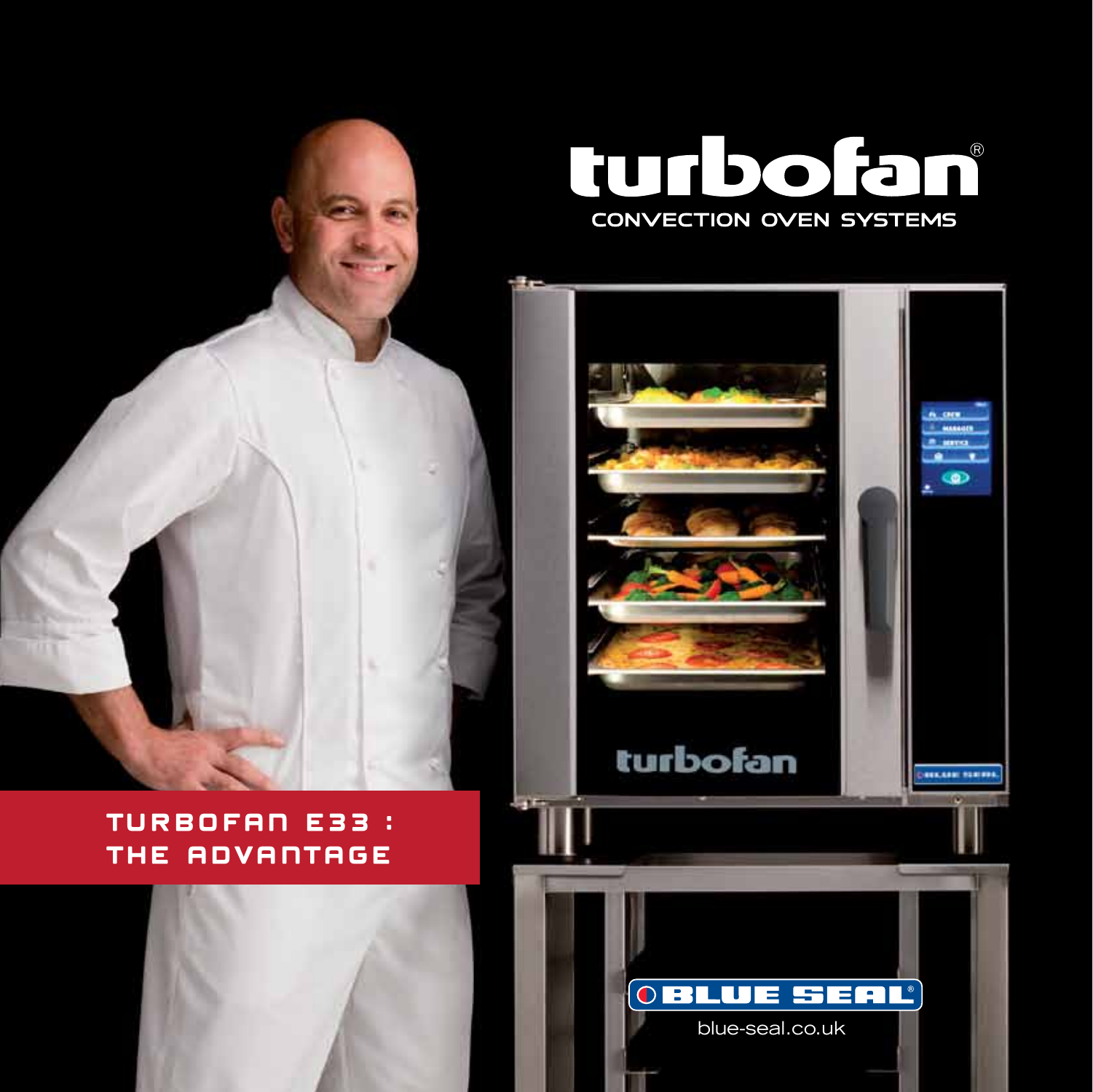# turbofan®

## CONVECTION OVEN SYSTEMS

## TURBOFAN E33 : THE ADVANTAGE

BLUE SEAL®

blue-seal.co.uk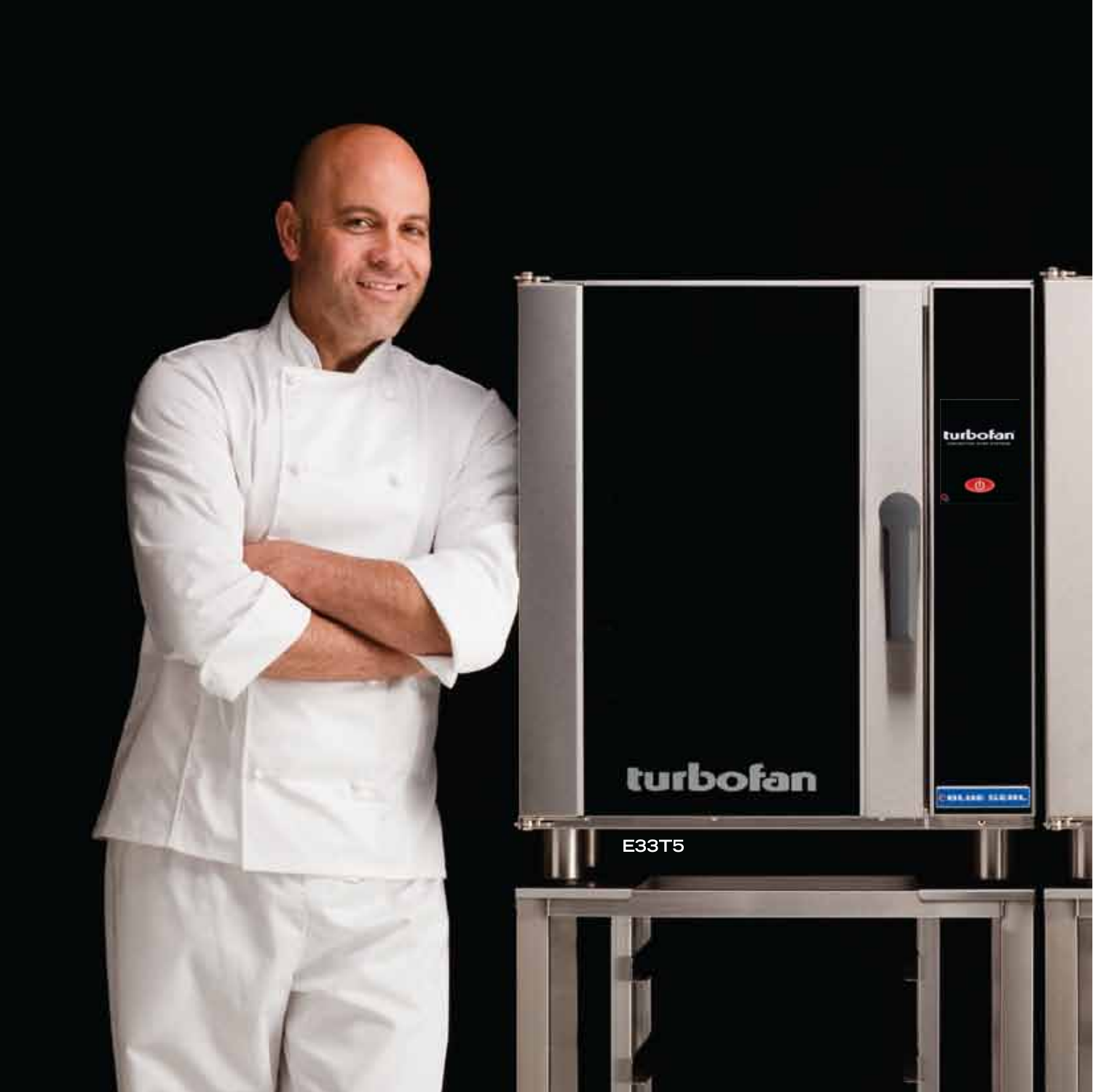E33T5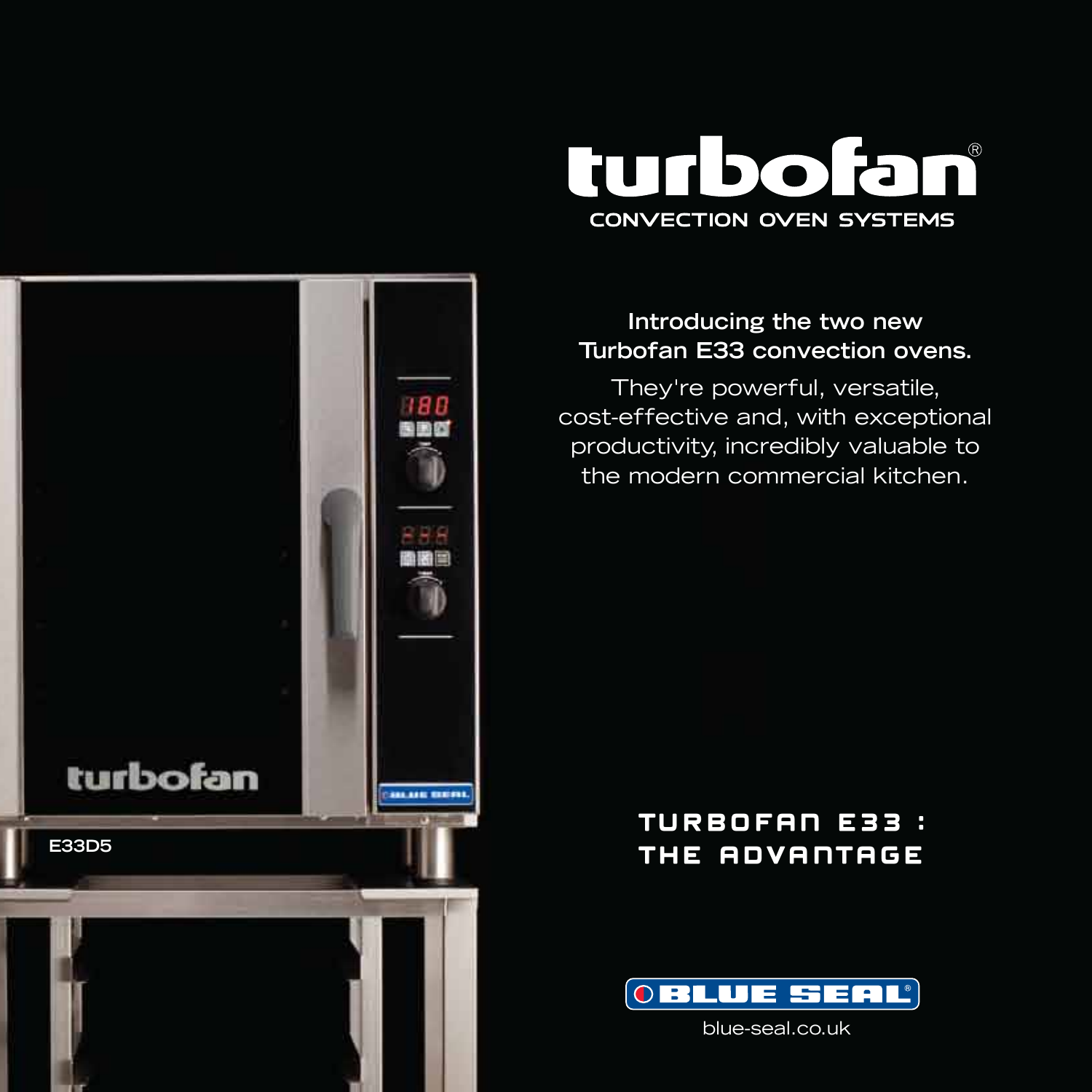# turbofan®

CONVECTION OVEN SYSTEMS

**Introducing the two new Turbofan E33 convection ovens.**

They're powerful, versatile, cost-effective and, with exceptional productivity, incredibly valuable to the modern commercial kitchen.

E33D5

## TURBOFAN E33 : THE ADVANTAGE

BLUE SEAL®

blue-seal.co.uk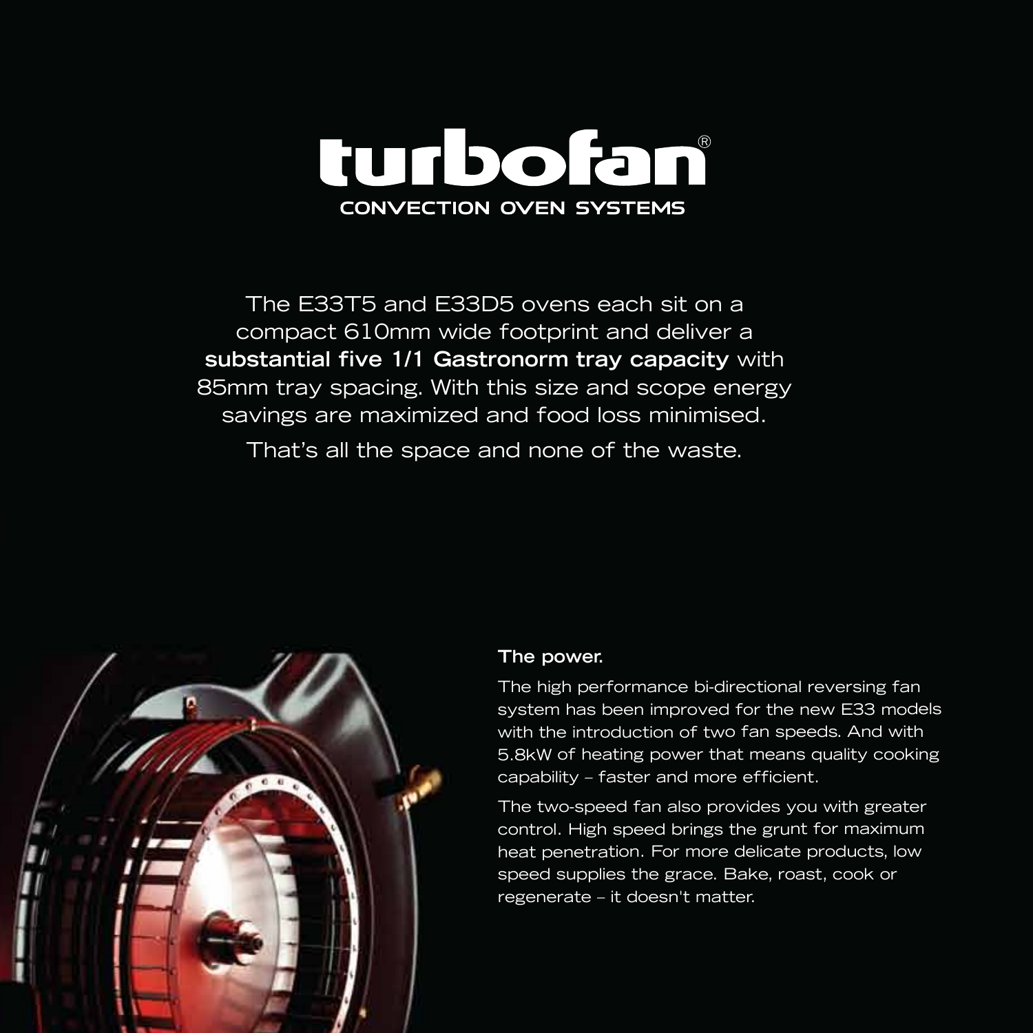# turbofan®

CONVECTION OVEN SYSTEMS

The E33T5 and E33D5 ovens each sit on a compact 610mm wide footprint and deliver a **substantial five 1/1 Gastronorm tray capacity** with 85mm tray spacing. With this size and scope energy savings are maximized and food loss minimised.

That's all the space and none of the waste.

**The power.**

The high performance bi-directional reversing fan system has been improved for the new E33 models with the introduction of two fan speeds. And with 5.8kW of heating power that means quality cooking capability – faster and more efficient.

The two-speed fan also provides you with greater control. High speed brings the grunt for maximum heat penetration. For more delicate products, low speed supplies the grace. Bake, roast, cook or regenerate – it doesn't matter.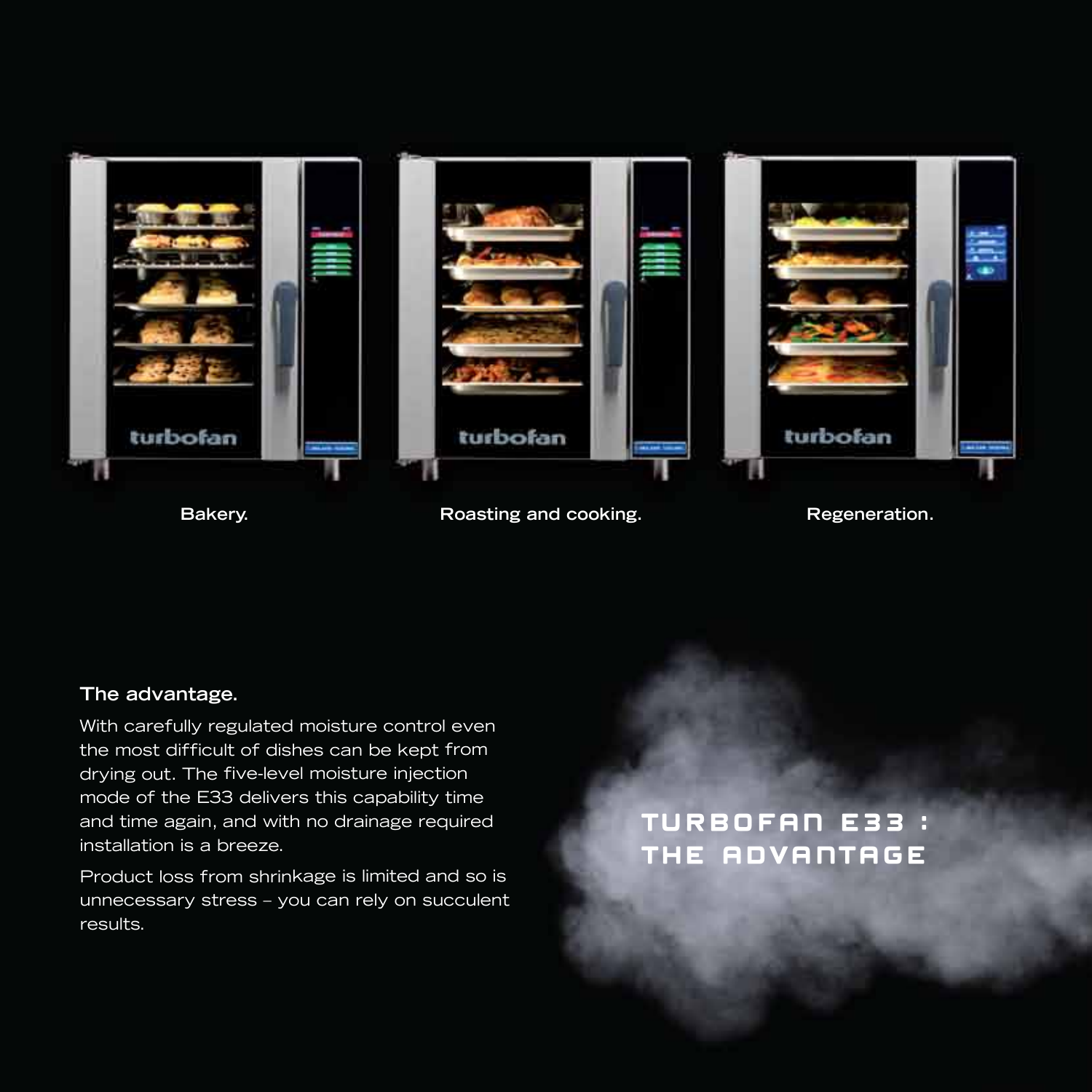Bakery.

Roasting and cooking.

Regeneration.

### The advantage.

With carefully regulated moisture control even the most difficult of dishes can be kept from drying out. The five-level moisture injection mode of the E33 delivers this capability time and time again, and with no drainage required installation is a breeze.

Product loss from shrinkage is limited and so is unnecessary stress – you can rely on succulent results.

## TURBOFAN E33 : THE ADVANTAGE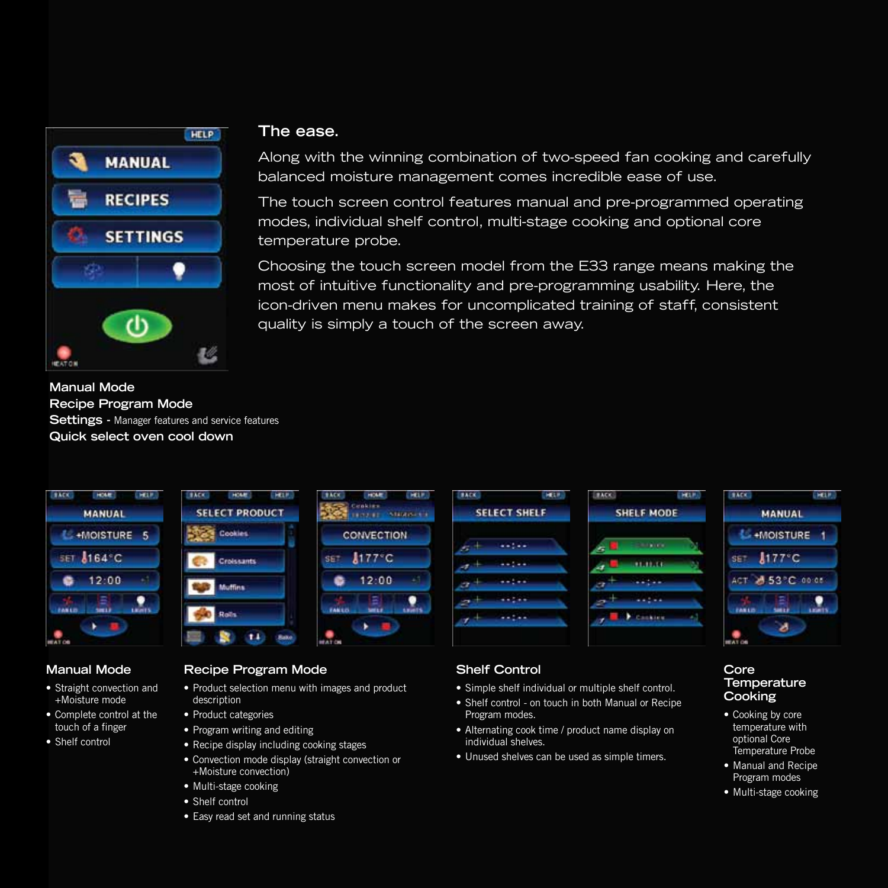## The ease.

Along with the winning combination of two-speed fan cooking and carefully balanced moisture management comes incredible ease of use.

The touch screen control features manual and pre-programmed operating modes, individual shelf control, multi-stage cooking and optional core temperature probe.

Choosing the touch screen model from the E33 range means making the most of intuitive functionality and pre-programming usability. Here, the icon-driven menu makes for uncomplicated training of staff, consistent quality is simply a touch of the screen away.

**Manual Mode**
**Recipe Program Mode**
**Settings** - Manager features and service features
**Quick select oven cool down**

### Manual Mode

- Straight convection and +Moisture mode
- Complete control at the touch of a finger
- Shelf control

### Recipe Program Mode

- Product selection menu with images and product description
- Product categories
- Program writing and editing
- Recipe display including cooking stages
- Convection mode display (straight convection or +Moisture convection)
- Multi-stage cooking
- Shelf control
- Easy read set and running status

### Shelf Control

- Simple shelf individual or multiple shelf control.
- Shelf control - on touch in both Manual or Recipe Program modes.
- Alternating cook time / product name display on individual shelves.
- Unused shelves can be used as simple timers.

### Core Temperature Cooking

- Cooking by core temperature with optional Core Temperature Probe
- Manual and Recipe Program modes
- Multi-stage cooking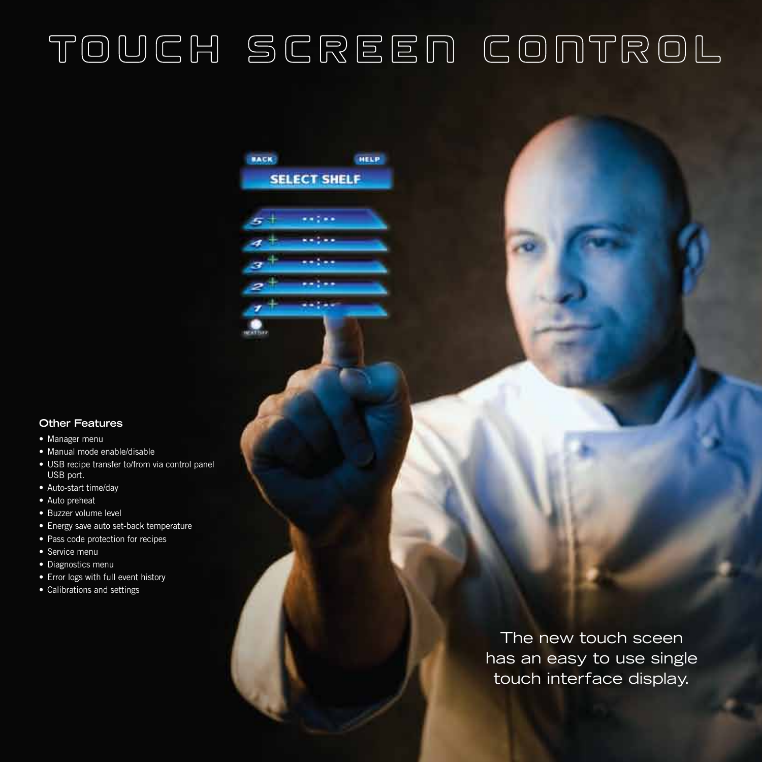# TOUCH SCREEN CONTROL

**Other Features**

- Manager menu
- Manual mode enable/disable
- USB recipe transfer to/from via control panel USB port.
- Auto-start time/day
- Auto preheat
- Buzzer volume level
- Energy save auto set-back temperature
- Pass code protection for recipes
- Service menu
- Diagnostics menu
- Error logs with full event history
- Calibrations and settings

The new touch sceen has an easy to use single touch interface display.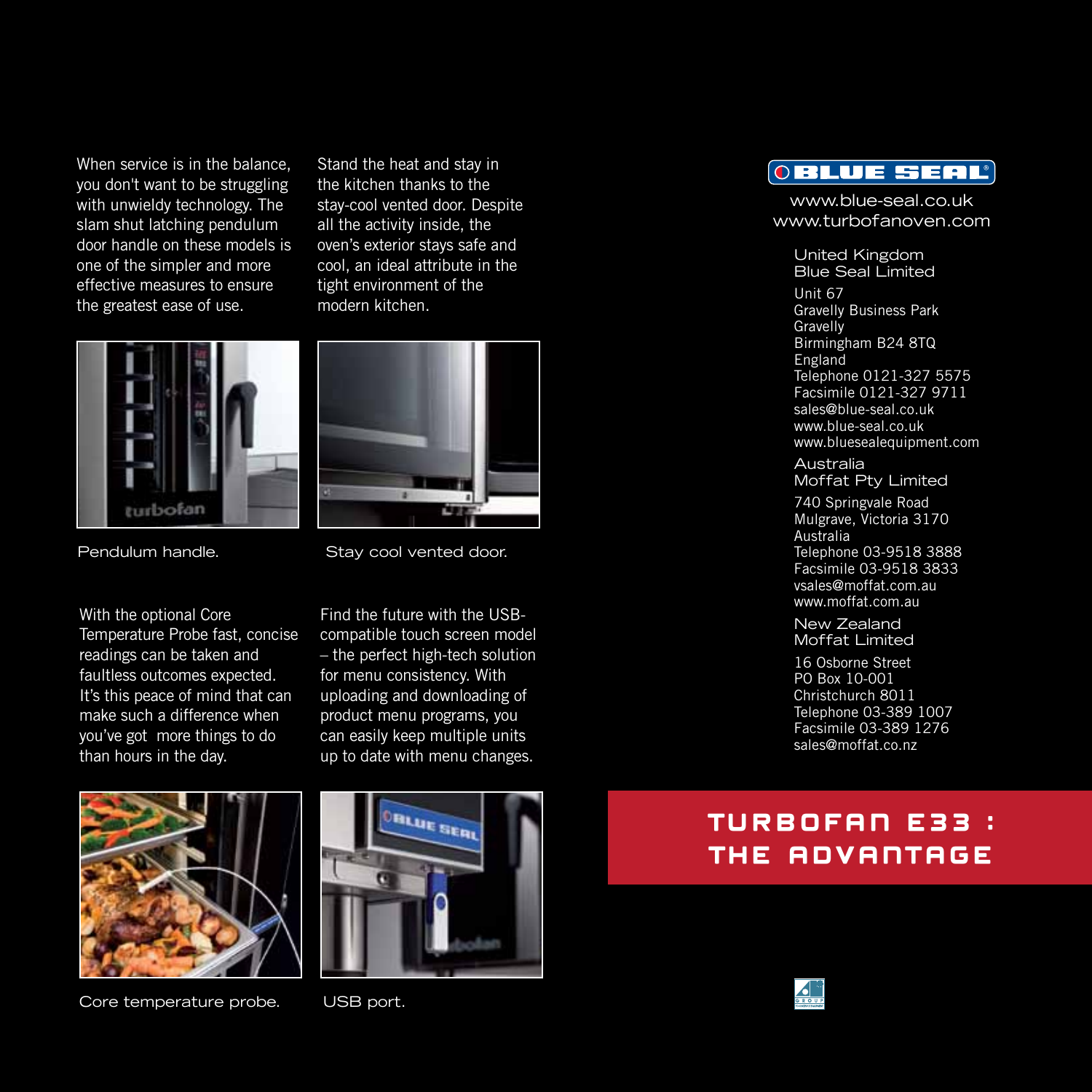When service is in the balance, you don't want to be struggling with unwieldy technology. The slam shut latching pendulum door handle on these models is one of the simpler and more effective measures to ensure the greatest ease of use.

Pendulum handle.

Stand the heat and stay in the kitchen thanks to the stay-cool vented door. Despite all the activity inside, the oven's exterior stays safe and cool, an ideal attribute in the tight environment of the modern kitchen.

Stay cool vented door.

With the optional Core Temperature Probe fast, concise readings can be taken and faultless outcomes expected. It's this peace of mind that can make such a difference when you've got more things to do than hours in the day.

Core temperature probe.

Find the future with the USB-compatible touch screen model – the perfect high-tech solution for menu consistency. With uploading and downloading of product menu programs, you can easily keep multiple units up to date with menu changes.

USB port.

BLUE SEAL®

www.blue-seal.co.uk
www.turbofanoven.com

**United Kingdom**
**Blue Seal Limited**

Unit 67
Gravelly Business Park
Gravelly
Birmingham B24 8TQ
England
Telephone 0121-327 5575
Facsimile 0121-327 9711
sales@blue-seal.co.uk
www.blue-seal.co.uk
www.bluesealequipment.com

**Australia**
**Moffat Pty Limited**

740 Springvale Road
Mulgrave, Victoria 3170
Australia
Telephone 03-9518 3888
Facsimile 03-9518 3833
vsales@moffat.com.au
www.moffat.com.au

**New Zealand**
**Moffat Limited**

16 Osborne Street
PO Box 10-001
Christchurch 8011
Telephone 03-389 1007
Facsimile 03-389 1276
sales@moffat.co.nz

# TURBOFAN E33 : THE ADVANTAGE